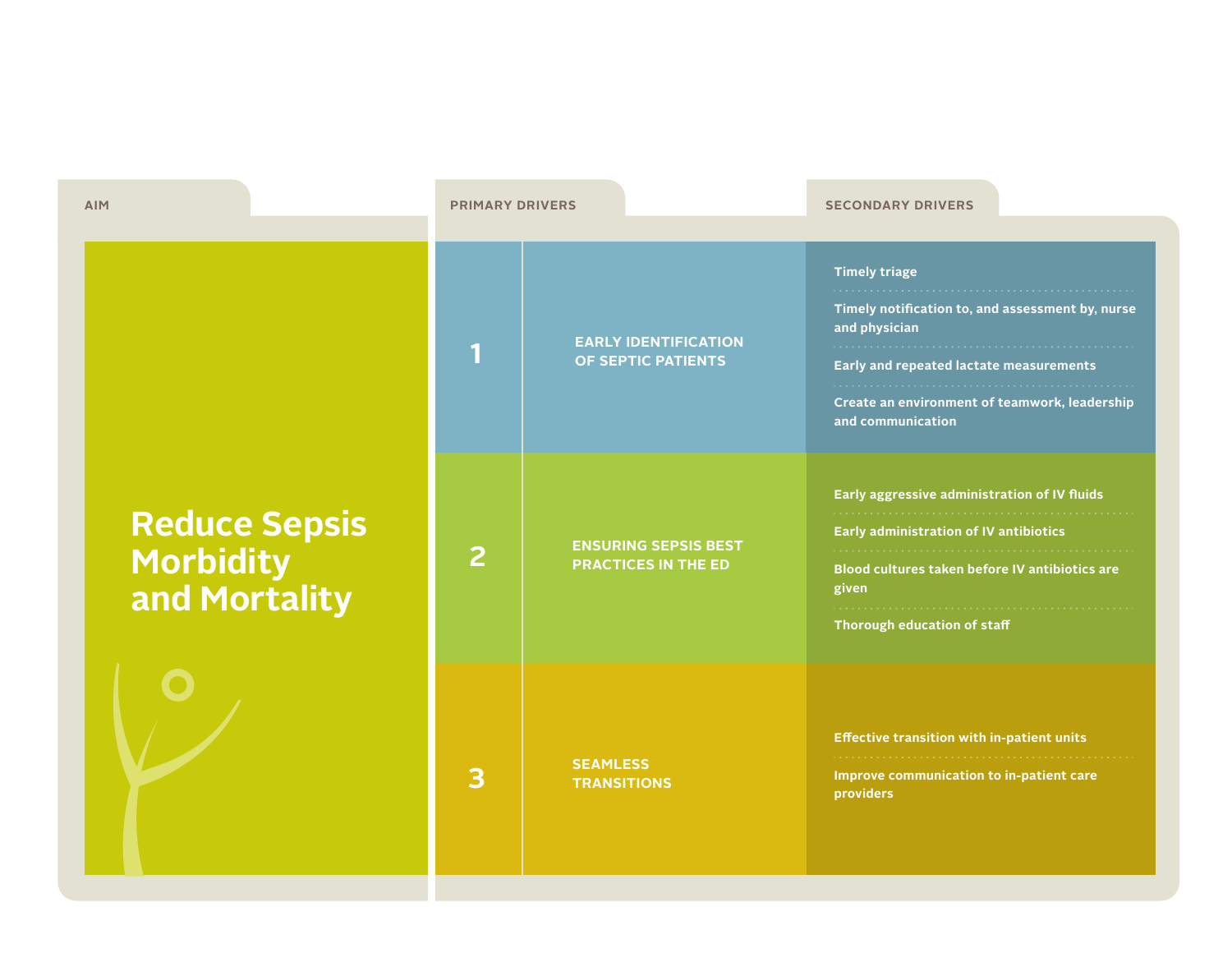| AIM | PRIMARY DRIVERS | | SECONDARY DRIVERS |
|---|---|---|---|
| **Reduce Sepsis Morbidity and Mortality** | 1 | EARLY IDENTIFICATION OF SEPTIC PATIENTS | Timely triage<br>Timely notification to, and assessment by, nurse and physician<br>Early and repeated lactate measurements<br>Create an environment of teamwork, leadership and communication |
| | 2 | ENSURING SEPSIS BEST PRACTICES IN THE ED | Early aggressive administration of IV fluids<br>Early administration of IV antibiotics<br>Blood cultures taken before IV antibiotics are given<br>Thorough education of staff |
| | 3 | SEAMLESS TRANSITIONS | Effective transition with in-patient units<br>Improve communication to in-patient care providers |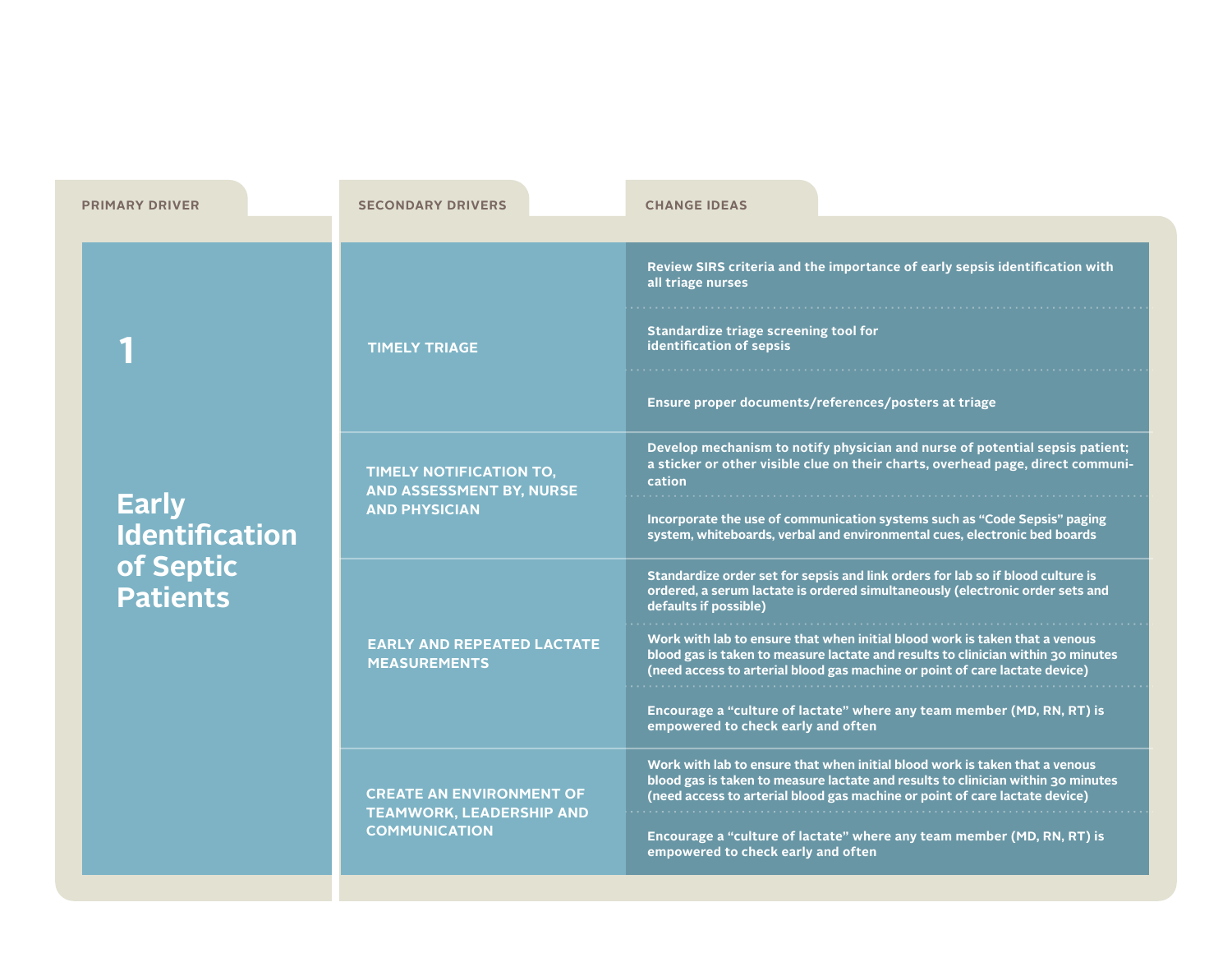| PRIMARY DRIVER | SECONDARY DRIVERS | CHANGE IDEAS |
| --- | --- | --- |
| **1 Early Identification of Septic Patients** | TIMELY TRIAGE | Review SIRS criteria and the importance of early sepsis identification with all triage nurses |
| | | Standardize triage screening tool for identification of sepsis |
| | | Ensure proper documents/references/posters at triage |
| | TIMELY NOTIFICATION TO, AND ASSESSMENT BY, NURSE AND PHYSICIAN | Develop mechanism to notify physician and nurse of potential sepsis patient; a sticker or other visible clue on their charts, overhead page, direct communication |
| | | Incorporate the use of communication systems such as "Code Sepsis" paging system, whiteboards, verbal and environmental cues, electronic bed boards |
| | EARLY AND REPEATED LACTATE MEASUREMENTS | Standardize order set for sepsis and link orders for lab so if blood culture is ordered, a serum lactate is ordered simultaneously (electronic order sets and defaults if possible) |
| | | Work with lab to ensure that when initial blood work is taken that a venous blood gas is taken to measure lactate and results to clinician within 30 minutes (need access to arterial blood gas machine or point of care lactate device) |
| | | Encourage a "culture of lactate" where any team member (MD, RN, RT) is empowered to check early and often |
| | CREATE AN ENVIRONMENT OF TEAMWORK, LEADERSHIP AND COMMUNICATION | Work with lab to ensure that when initial blood work is taken that a venous blood gas is taken to measure lactate and results to clinician within 30 minutes (need access to arterial blood gas machine or point of care lactate device) |
| | | Encourage a "culture of lactate" where any team member (MD, RN, RT) is empowered to check early and often |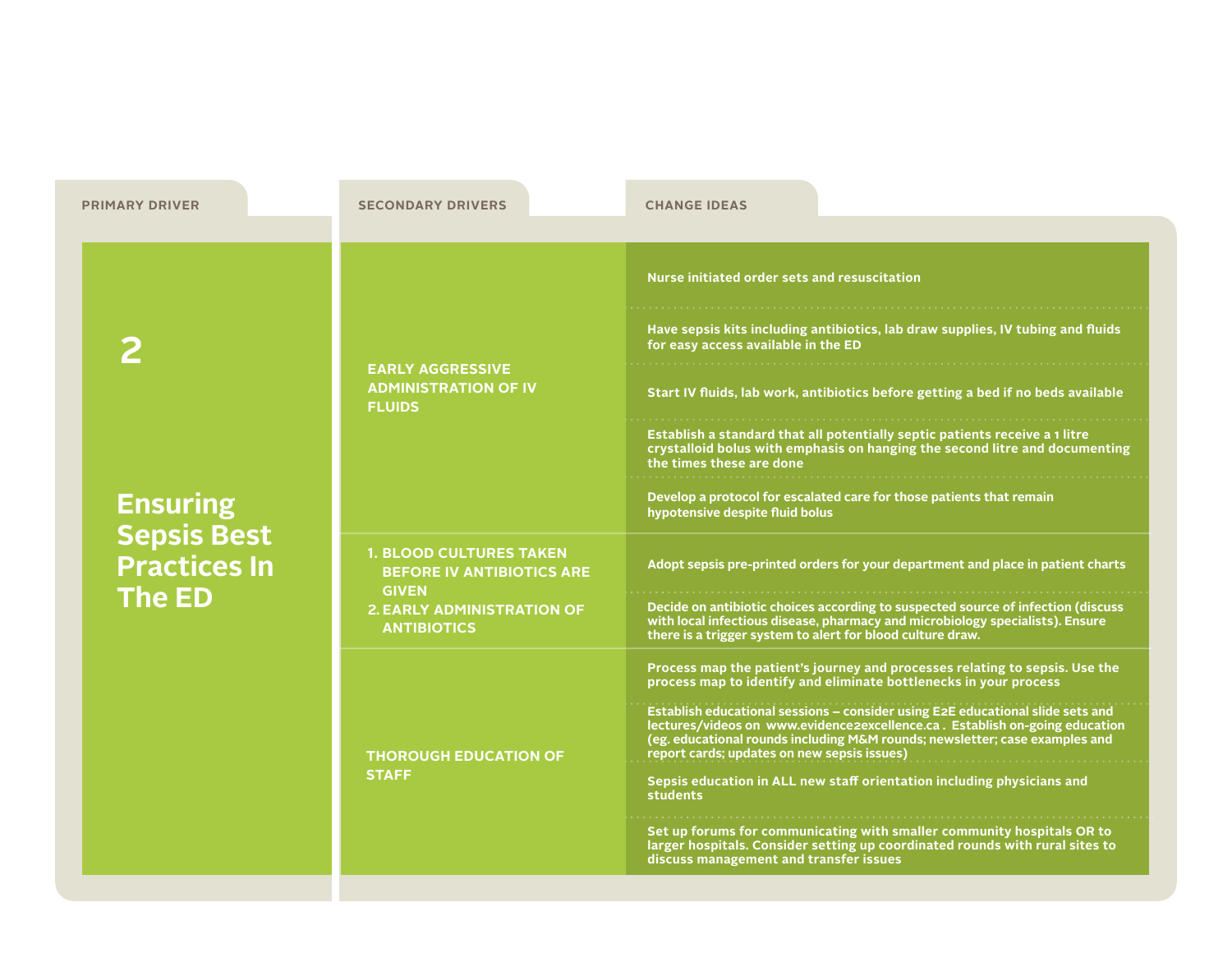| PRIMARY DRIVER | SECONDARY DRIVERS | CHANGE IDEAS |
| --- | --- | --- |
| **2** **Ensuring Sepsis Best Practices In The ED** | EARLY AGGRESSIVE ADMINISTRATION OF IV FLUIDS | Nurse initiated order sets and resuscitation |
| | | Have sepsis kits including antibiotics, lab draw supplies, IV tubing and fluids for easy access available in the ED |
| | | Start IV fluids, lab work, antibiotics before getting a bed if no beds available |
| | | Establish a standard that all potentially septic patients receive a 1 litre crystalloid bolus with emphasis on hanging the second litre and documenting the times these are done |
| | | Develop a protocol for escalated care for those patients that remain hypotensive despite fluid bolus |
| | 1. BLOOD CULTURES TAKEN BEFORE IV ANTIBIOTICS ARE GIVEN 2. EARLY ADMINISTRATION OF ANTIBIOTICS | Adopt sepsis pre-printed orders for your department and place in patient charts |
| | | Decide on antibiotic choices according to suspected source of infection (discuss with local infectious disease, pharmacy and microbiology specialists). Ensure there is a trigger system to alert for blood culture draw. |
| | THOROUGH EDUCATION OF STAFF | Process map the patient's journey and processes relating to sepsis. Use the process map to identify and eliminate bottlenecks in your process |
| | | Establish educational sessions – consider using E2E educational slide sets and lectures/videos on www.evidence2excellence.ca . Establish on-going education (eg. educational rounds including M&M rounds; newsletter; case examples and report cards; updates on new sepsis issues) |
| | | Sepsis education in ALL new staff orientation including physicians and students |
| | | Set up forums for communicating with smaller community hospitals OR to larger hospitals. Consider setting up coordinated rounds with rural sites to discuss management and transfer issues |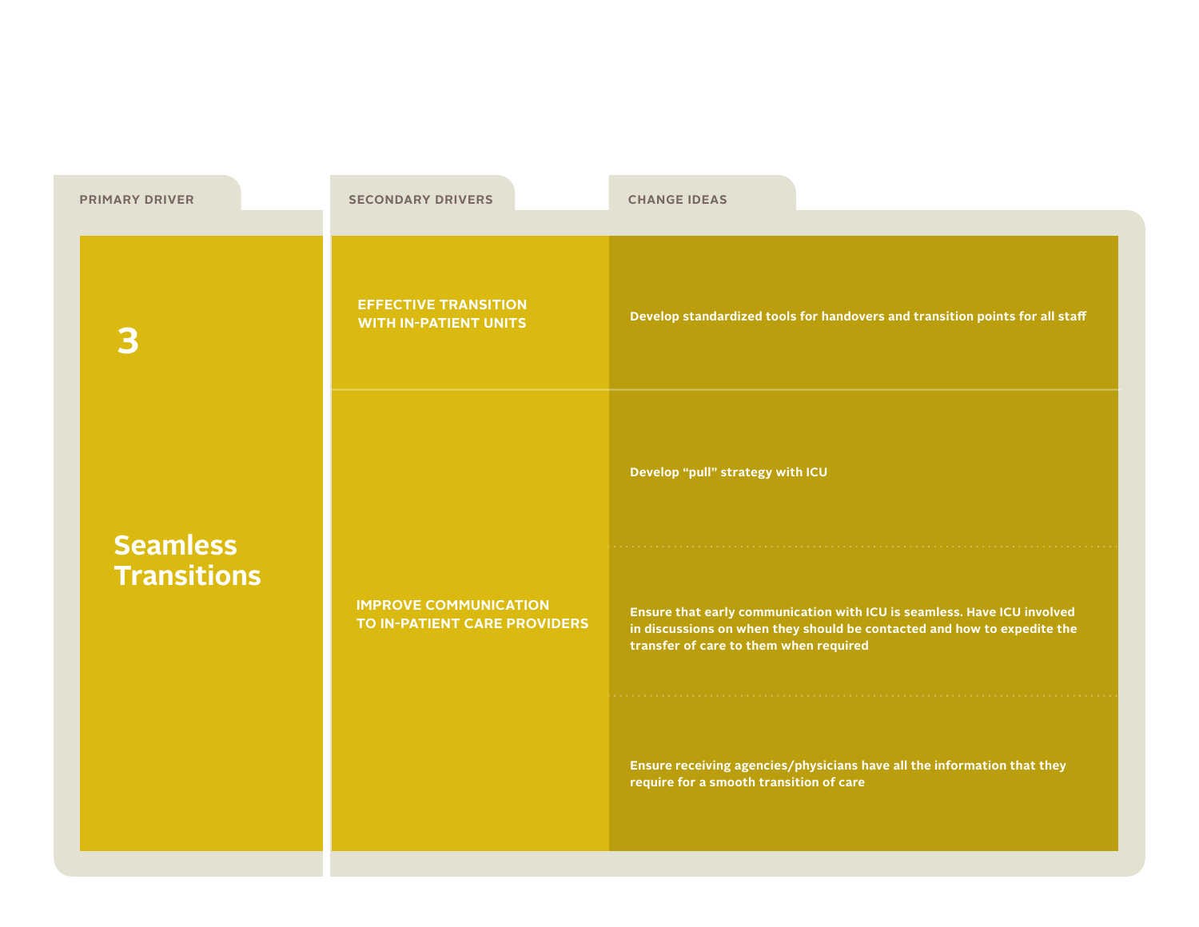| PRIMARY DRIVER | SECONDARY DRIVERS | CHANGE IDEAS |
| --- | --- | --- |
| **3** Seamless Transitions | EFFECTIVE TRANSITION WITH IN-PATIENT UNITS | Develop standardized tools for handovers and transition points for all staff |
| | IMPROVE COMMUNICATION TO IN-PATIENT CARE PROVIDERS | Develop “pull” strategy with ICU |
| | | Ensure that early communication with ICU is seamless. Have ICU involved in discussions on when they should be contacted and how to expedite the transfer of care to them when required |
| | | Ensure receiving agencies/physicians have all the information that they require for a smooth transition of care |